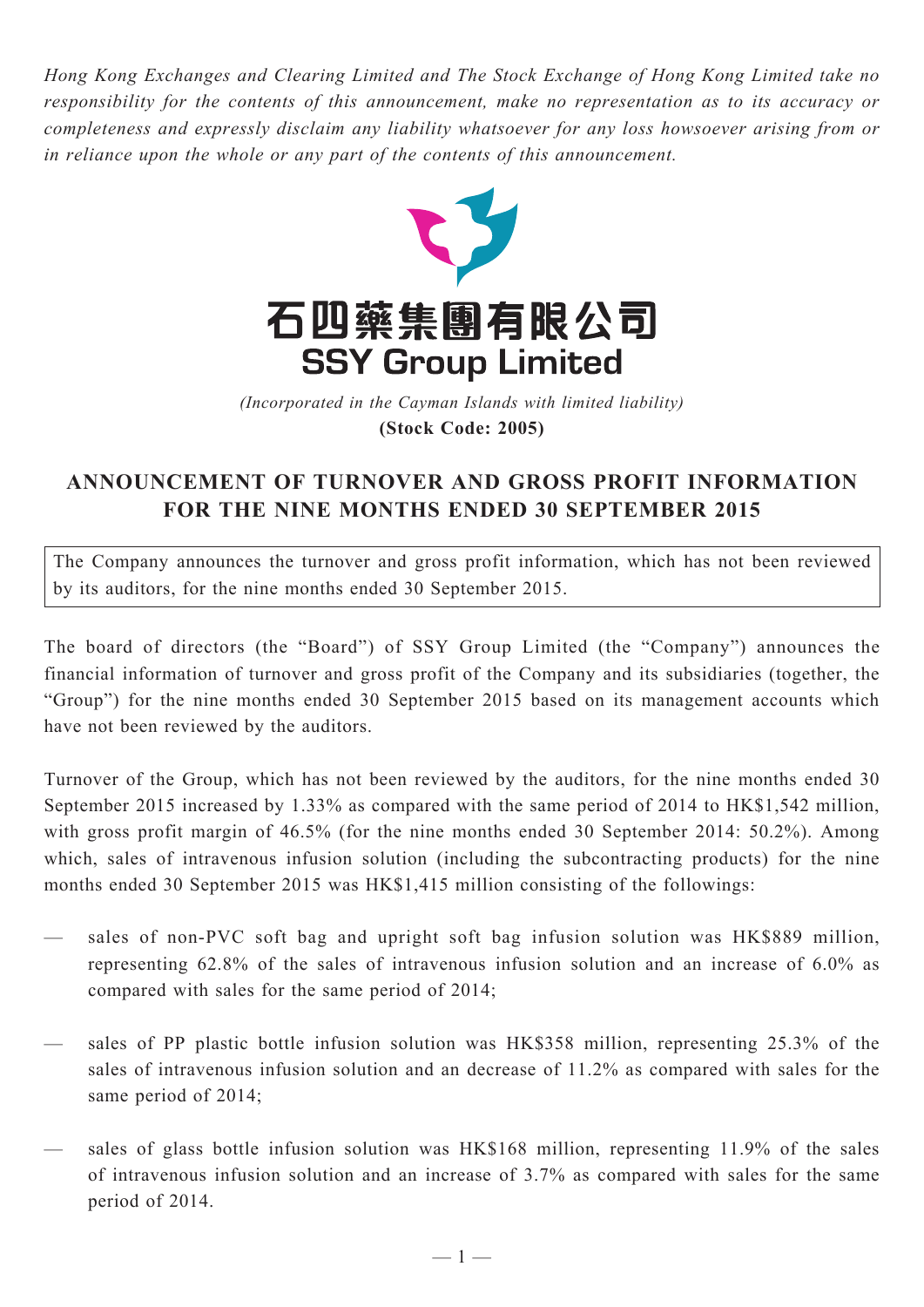*Hong Kong Exchanges and Clearing Limited and The Stock Exchange of Hong Kong Limited take no responsibility for the contents of this announcement, make no representation as to its accuracy or completeness and expressly disclaim any liability whatsoever for any loss howsoever arising from or in reliance upon the whole or any part of the contents of this announcement.*

# 石四藥集團有限公司
# SSY Group Limited

*(Incorporated in the Cayman Islands with limited liability)*

**(Stock Code: 2005)**

## ANNOUNCEMENT OF TURNOVER AND GROSS PROFIT INFORMATION FOR THE NINE MONTHS ENDED 30 SEPTEMBER 2015

The Company announces the turnover and gross profit information, which has not been reviewed by its auditors, for the nine months ended 30 September 2015.

The board of directors (the "Board") of SSY Group Limited (the "Company") announces the financial information of turnover and gross profit of the Company and its subsidiaries (together, the "Group") for the nine months ended 30 September 2015 based on its management accounts which have not been reviewed by the auditors.

Turnover of the Group, which has not been reviewed by the auditors, for the nine months ended 30 September 2015 increased by 1.33% as compared with the same period of 2014 to HK$1,542 million, with gross profit margin of 46.5% (for the nine months ended 30 September 2014: 50.2%). Among which, sales of intravenous infusion solution (including the subcontracting products) for the nine months ended 30 September 2015 was HK$1,415 million consisting of the followings:

— sales of non-PVC soft bag and upright soft bag infusion solution was HK$889 million, representing 62.8% of the sales of intravenous infusion solution and an increase of 6.0% as compared with sales for the same period of 2014;

— sales of PP plastic bottle infusion solution was HK$358 million, representing 25.3% of the sales of intravenous infusion solution and an decrease of 11.2% as compared with sales for the same period of 2014;

— sales of glass bottle infusion solution was HK$168 million, representing 11.9% of the sales of intravenous infusion solution and an increase of 3.7% as compared with sales for the same period of 2014.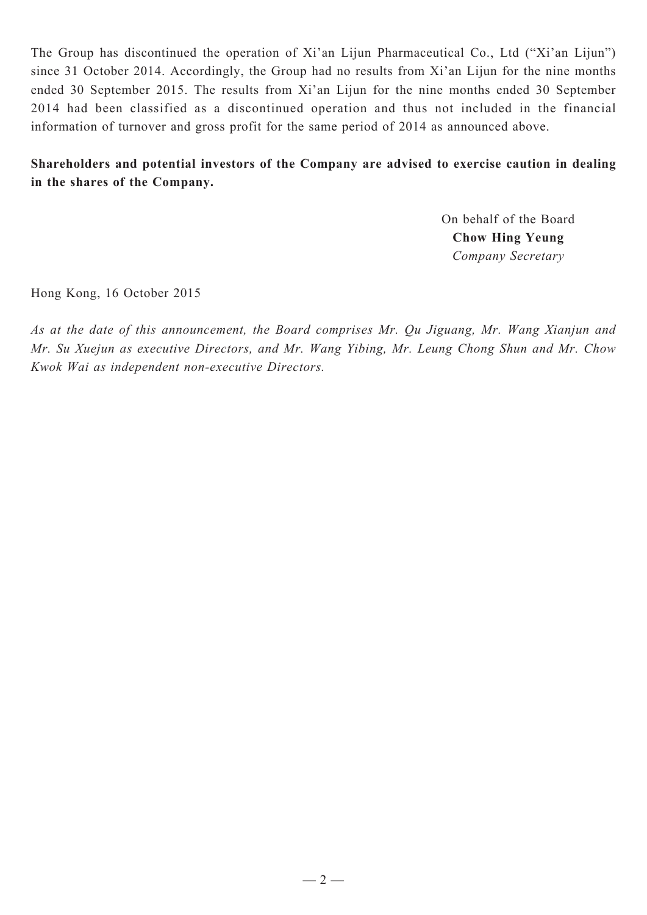The Group has discontinued the operation of Xi'an Lijun Pharmaceutical Co., Ltd ("Xi'an Lijun") since 31 October 2014. Accordingly, the Group had no results from Xi'an Lijun for the nine months ended 30 September 2015. The results from Xi'an Lijun for the nine months ended 30 September 2014 had been classified as a discontinued operation and thus not included in the financial information of turnover and gross profit for the same period of 2014 as announced above.

**Shareholders and potential investors of the Company are advised to exercise caution in dealing in the shares of the Company.**

On behalf of the Board
**Chow Hing Yeung**
*Company Secretary*

Hong Kong, 16 October 2015

*As at the date of this announcement, the Board comprises Mr. Qu Jiguang, Mr. Wang Xianjun and Mr. Su Xuejun as executive Directors, and Mr. Wang Yibing, Mr. Leung Chong Shun and Mr. Chow Kwok Wai as independent non-executive Directors.*